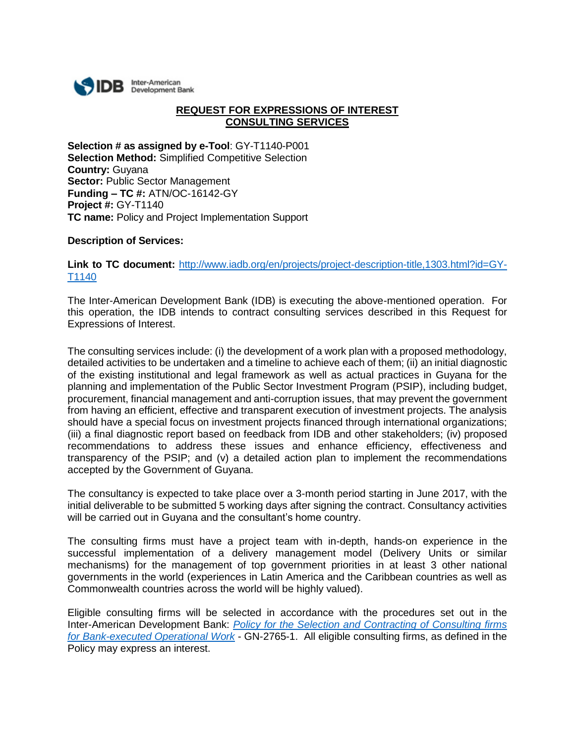IDB Inter-American Development Bank

# REQUEST FOR EXPRESSIONS OF INTEREST
# CONSULTING SERVICES

**Selection # as assigned by e-Tool**: GY-T1140-P001
**Selection Method:** Simplified Competitive Selection
**Country:** Guyana
**Sector:** Public Sector Management
**Funding – TC #:** ATN/OC-16142-GY
**Project #:** GY-T1140
**TC name:** Policy and Project Implementation Support

**Description of Services:**

**Link to TC document:** http://www.iadb.org/en/projects/project-description-title,1303.html?id=GY-T1140

The Inter-American Development Bank (IDB) is executing the above-mentioned operation. For this operation, the IDB intends to contract consulting services described in this Request for Expressions of Interest.

The consulting services include: (i) the development of a work plan with a proposed methodology, detailed activities to be undertaken and a timeline to achieve each of them; (ii) an initial diagnostic of the existing institutional and legal framework as well as actual practices in Guyana for the planning and implementation of the Public Sector Investment Program (PSIP), including budget, procurement, financial management and anti-corruption issues, that may prevent the government from having an efficient, effective and transparent execution of investment projects. The analysis should have a special focus on investment projects financed through international organizations; (iii) a final diagnostic report based on feedback from IDB and other stakeholders; (iv) proposed recommendations to address these issues and enhance efficiency, effectiveness and transparency of the PSIP; and (v) a detailed action plan to implement the recommendations accepted by the Government of Guyana.

The consultancy is expected to take place over a 3-month period starting in June 2017, with the initial deliverable to be submitted 5 working days after signing the contract. Consultancy activities will be carried out in Guyana and the consultant's home country.

The consulting firms must have a project team with in-depth, hands-on experience in the successful implementation of a delivery management model (Delivery Units or similar mechanisms) for the management of top government priorities in at least 3 other national governments in the world (experiences in Latin America and the Caribbean countries as well as Commonwealth countries across the world will be highly valued).

Eligible consulting firms will be selected in accordance with the procedures set out in the Inter-American Development Bank: *Policy for the Selection and Contracting of Consulting firms for Bank-executed Operational Work* - GN-2765-1. All eligible consulting firms, as defined in the Policy may express an interest.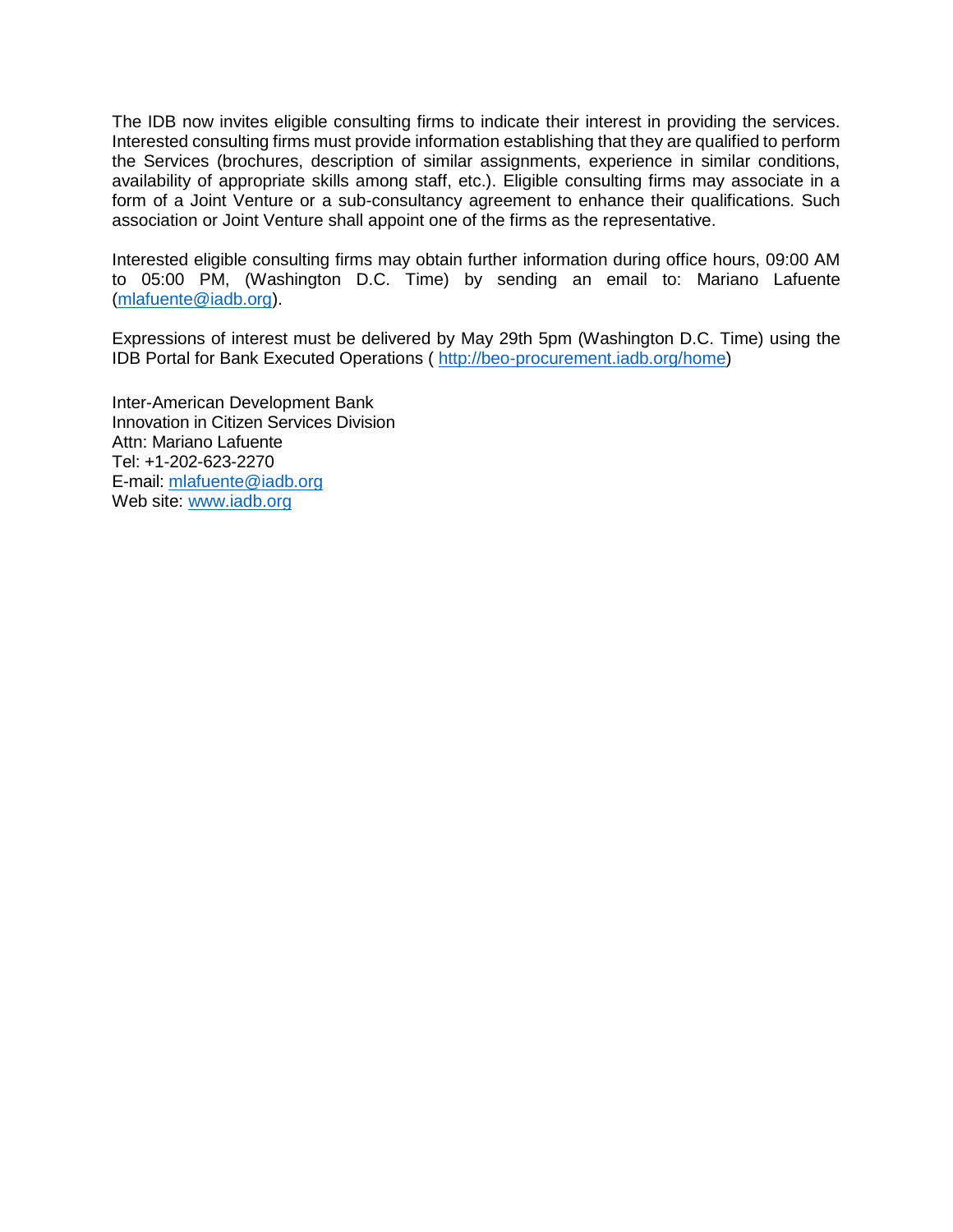The IDB now invites eligible consulting firms to indicate their interest in providing the services. Interested consulting firms must provide information establishing that they are qualified to perform the Services (brochures, description of similar assignments, experience in similar conditions, availability of appropriate skills among staff, etc.). Eligible consulting firms may associate in a form of a Joint Venture or a sub-consultancy agreement to enhance their qualifications. Such association or Joint Venture shall appoint one of the firms as the representative.

Interested eligible consulting firms may obtain further information during office hours, 09:00 AM to 05:00 PM, (Washington D.C. Time) by sending an email to: Mariano Lafuente (mlafuente@iadb.org).

Expressions of interest must be delivered by May 29th 5pm (Washington D.C. Time) using the IDB Portal for Bank Executed Operations ( http://beo-procurement.iadb.org/home)

Inter-American Development Bank  
Innovation in Citizen Services Division  
Attn: Mariano Lafuente  
Tel: +1-202-623-2270  
E-mail: mlafuente@iadb.org  
Web site: www.iadb.org